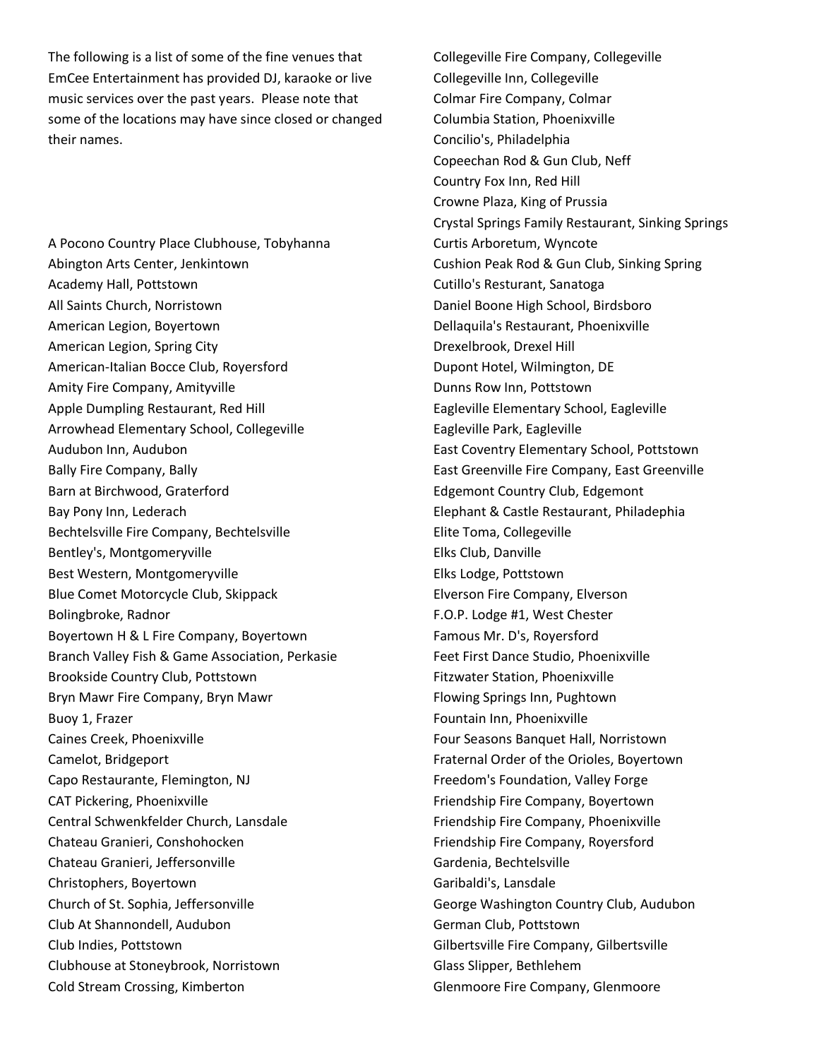The following is a list of some of the fine venues that EmCee Entertainment has provided DJ, karaoke or live music services over the past years. Please note that some of the locations may have since closed or changed their names.

A Pocono Country Place Clubhouse, Tobyhanna
Abington Arts Center, Jenkintown
Academy Hall, Pottstown
All Saints Church, Norristown
American Legion, Boyertown
American Legion, Spring City
American-Italian Bocce Club, Royersford
Amity Fire Company, Amityville
Apple Dumpling Restaurant, Red Hill
Arrowhead Elementary School, Collegeville
Audubon Inn, Audubon
Bally Fire Company, Bally
Barn at Birchwood, Graterford
Bay Pony Inn, Lederach
Bechtelsville Fire Company, Bechtelsville
Bentley's, Montgomeryville
Best Western, Montgomeryville
Blue Comet Motorcycle Club, Skippack
Bolingbroke, Radnor
Boyertown H & L Fire Company, Boyertown
Branch Valley Fish & Game Association, Perkasie
Brookside Country Club, Pottstown
Bryn Mawr Fire Company, Bryn Mawr
Buoy 1, Frazer
Caines Creek, Phoenixville
Camelot, Bridgeport
Capo Restaurante, Flemington, NJ
CAT Pickering, Phoenixville
Central Schwenkfelder Church, Lansdale
Chateau Granieri, Conshohocken
Chateau Granieri, Jeffersonville
Christophers, Boyertown
Church of St. Sophia, Jeffersonville
Club At Shannondell, Audubon
Club Indies, Pottstown
Clubhouse at Stoneybrook, Norristown
Cold Stream Crossing, Kimberton
Collegeville Fire Company, Collegeville
Collegeville Inn, Collegeville
Colmar Fire Company, Colmar
Columbia Station, Phoenixville
Concilio's, Philadelphia
Copeechan Rod & Gun Club, Neff
Country Fox Inn, Red Hill
Crowne Plaza, King of Prussia
Crystal Springs Family Restaurant, Sinking Springs
Curtis Arboretum, Wyncote
Cushion Peak Rod & Gun Club, Sinking Spring
Cutillo's Resturant, Sanatoga
Daniel Boone High School, Birdsboro
Dellaquila's Restaurant, Phoenixville
Drexelbrook, Drexel Hill
Dupont Hotel, Wilmington, DE
Dunns Row Inn, Pottstown
Eagleville Elementary School, Eagleville
Eagleville Park, Eagleville
East Coventry Elementary School, Pottstown
East Greenville Fire Company, East Greenville
Edgemont Country Club, Edgemont
Elephant & Castle Restaurant, Philadephia
Elite Toma, Collegeville
Elks Club, Danville
Elks Lodge, Pottstown
Elverson Fire Company, Elverson
F.O.P. Lodge #1, West Chester
Famous Mr. D's, Royersford
Feet First Dance Studio, Phoenixville
Fitzwater Station, Phoenixville
Flowing Springs Inn, Pughtown
Fountain Inn, Phoenixville
Four Seasons Banquet Hall, Norristown
Fraternal Order of the Orioles, Boyertown
Freedom's Foundation, Valley Forge
Friendship Fire Company, Boyertown
Friendship Fire Company, Phoenixville
Friendship Fire Company, Royersford
Gardenia, Bechtelsville
Garibaldi's, Lansdale
George Washington Country Club, Audubon
German Club, Pottstown
Gilbertsville Fire Company, Gilbertsville
Glass Slipper, Bethlehem
Glenmoore Fire Company, Glenmoore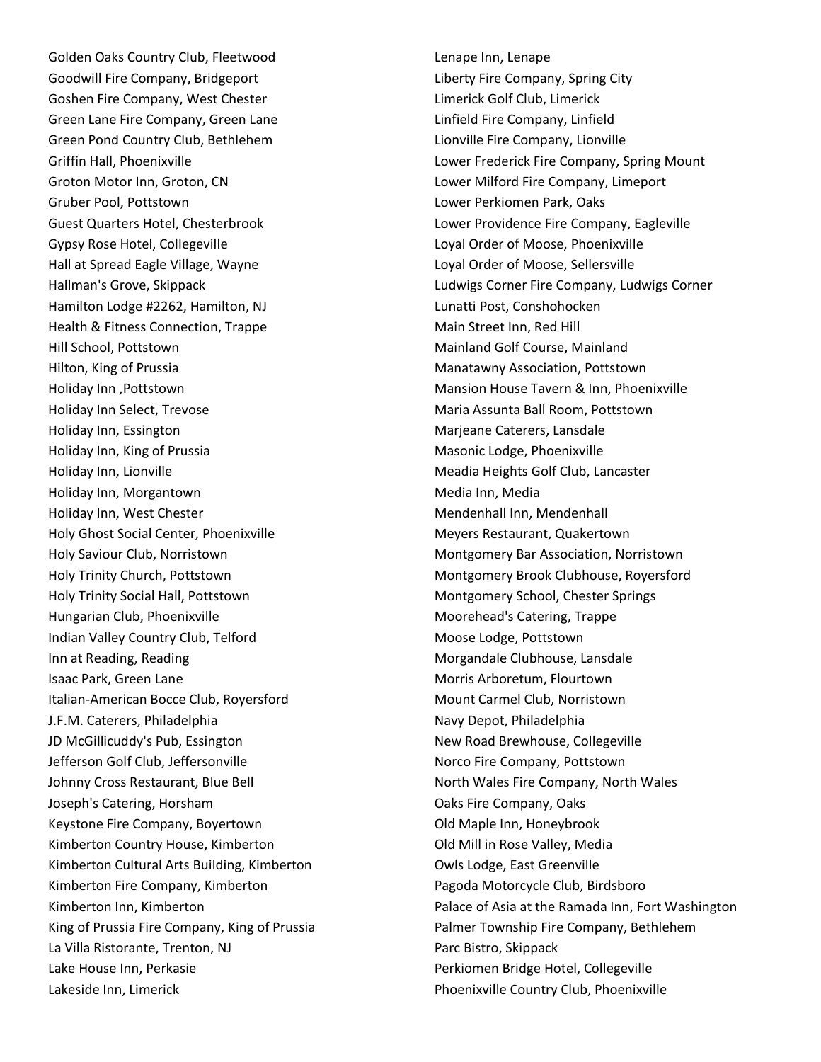Golden Oaks Country Club, Fleetwood
Goodwill Fire Company, Bridgeport
Goshen Fire Company, West Chester
Green Lane Fire Company, Green Lane
Green Pond Country Club, Bethlehem
Griffin Hall, Phoenixville
Groton Motor Inn, Groton, CN
Gruber Pool, Pottstown
Guest Quarters Hotel, Chesterbrook
Gypsy Rose Hotel, Collegeville
Hall at Spread Eagle Village, Wayne
Hallman's Grove, Skippack
Hamilton Lodge #2262, Hamilton, NJ
Health & Fitness Connection, Trappe
Hill School, Pottstown
Hilton, King of Prussia
Holiday Inn ,Pottstown
Holiday Inn Select, Trevose
Holiday Inn, Essington
Holiday Inn, King of Prussia
Holiday Inn, Lionville
Holiday Inn, Morgantown
Holiday Inn, West Chester
Holy Ghost Social Center, Phoenixville
Holy Saviour Club, Norristown
Holy Trinity Church, Pottstown
Holy Trinity Social Hall, Pottstown
Hungarian Club, Phoenixville
Indian Valley Country Club, Telford
Inn at Reading, Reading
Isaac Park, Green Lane
Italian-American Bocce Club, Royersford
J.F.M. Caterers, Philadelphia
JD McGillicuddy's Pub, Essington
Jefferson Golf Club, Jeffersonville
Johnny Cross Restaurant, Blue Bell
Joseph's Catering, Horsham
Keystone Fire Company, Boyertown
Kimberton Country House, Kimberton
Kimberton Cultural Arts Building, Kimberton
Kimberton Fire Company, Kimberton
Kimberton Inn, Kimberton
King of Prussia Fire Company, King of Prussia
La Villa Ristorante, Trenton, NJ
Lake House Inn, Perkasie
Lakeside Inn, Limerick
Lenape Inn, Lenape
Liberty Fire Company, Spring City
Limerick Golf Club, Limerick
Linfield Fire Company, Linfield
Lionville Fire Company, Lionville
Lower Frederick Fire Company, Spring Mount
Lower Milford Fire Company, Limeport
Lower Perkiomen Park, Oaks
Lower Providence Fire Company, Eagleville
Loyal Order of Moose, Phoenixville
Loyal Order of Moose, Sellersville
Ludwigs Corner Fire Company, Ludwigs Corner
Lunatti Post, Conshohocken
Main Street Inn, Red Hill
Mainland Golf Course, Mainland
Manatawny Association, Pottstown
Mansion House Tavern & Inn, Phoenixville
Maria Assunta Ball Room, Pottstown
Marjeane Caterers, Lansdale
Masonic Lodge, Phoenixville
Meadia Heights Golf Club, Lancaster
Media Inn, Media
Mendenhall Inn, Mendenhall
Meyers Restaurant, Quakertown
Montgomery Bar Association, Norristown
Montgomery Brook Clubhouse, Royersford
Montgomery School, Chester Springs
Moorehead's Catering, Trappe
Moose Lodge, Pottstown
Morgandale Clubhouse, Lansdale
Morris Arboretum, Flourtown
Mount Carmel Club, Norristown
Navy Depot, Philadelphia
New Road Brewhouse, Collegeville
Norco Fire Company, Pottstown
North Wales Fire Company, North Wales
Oaks Fire Company, Oaks
Old Maple Inn, Honeybrook
Old Mill in Rose Valley, Media
Owls Lodge, East Greenville
Pagoda Motorcycle Club, Birdsboro
Palace of Asia at the Ramada Inn, Fort Washington
Palmer Township Fire Company, Bethlehem
Parc Bistro, Skippack
Perkiomen Bridge Hotel, Collegeville
Phoenixville Country Club, Phoenixville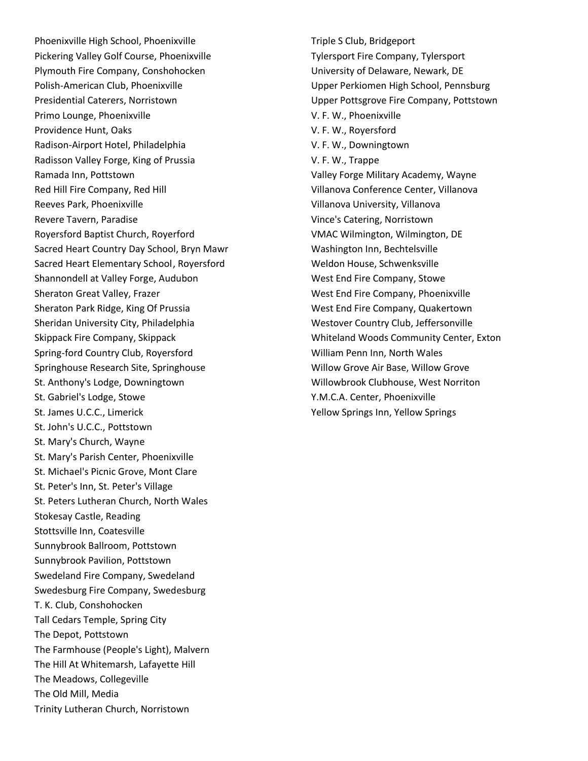Phoenixville High School, Phoenixville
Pickering Valley Golf Course, Phoenixville
Plymouth Fire Company, Conshohocken
Polish-American Club, Phoenixville
Presidential Caterers, Norristown
Primo Lounge, Phoenixville
Providence Hunt, Oaks
Radison-Airport Hotel, Philadelphia
Radisson Valley Forge, King of Prussia
Ramada Inn, Pottstown
Red Hill Fire Company, Red Hill
Reeves Park, Phoenixville
Revere Tavern, Paradise
Royersford Baptist Church, Royerford
Sacred Heart Country Day School, Bryn Mawr
Sacred Heart Elementary School, Royersford
Shannondell at Valley Forge, Audubon
Sheraton Great Valley, Frazer
Sheraton Park Ridge, King Of Prussia
Sheridan University City, Philadelphia
Skippack Fire Company, Skippack
Spring-ford Country Club, Royersford
Springhouse Research Site, Springhouse
St. Anthony's Lodge, Downingtown
St. Gabriel's Lodge, Stowe
St. James U.C.C., Limerick
St. John's U.C.C., Pottstown
St. Mary's Church, Wayne
St. Mary's Parish Center, Phoenixville
St. Michael's Picnic Grove, Mont Clare
St. Peter's Inn, St. Peter's Village
St. Peters Lutheran Church, North Wales
Stokesay Castle, Reading
Stottsville Inn, Coatesville
Sunnybrook Ballroom, Pottstown
Sunnybrook Pavilion, Pottstown
Swedeland Fire Company, Swedeland
Swedesburg Fire Company, Swedesburg
T. K. Club, Conshohocken
Tall Cedars Temple, Spring City
The Depot, Pottstown
The Farmhouse (People's Light), Malvern
The Hill At Whitemarsh, Lafayette Hill
The Meadows, Collegeville
The Old Mill, Media
Trinity Lutheran Church, Norristown
Triple S Club, Bridgeport
Tylersport Fire Company, Tylersport
University of Delaware, Newark, DE
Upper Perkiomen High School, Pennsburg
Upper Pottsgrove Fire Company, Pottstown
V. F. W., Phoenixville
V. F. W., Royersford
V. F. W., Downingtown
V. F. W., Trappe
Valley Forge Military Academy, Wayne
Villanova Conference Center, Villanova
Villanova University, Villanova
Vince's Catering, Norristown
VMAC Wilmington, Wilmington, DE
Washington Inn, Bechtelsville
Weldon House, Schwenksville
West End Fire Company, Stowe
West End Fire Company, Phoenixville
West End Fire Company, Quakertown
Westover Country Club, Jeffersonville
Whiteland Woods Community Center, Exton
William Penn Inn, North Wales
Willow Grove Air Base, Willow Grove
Willowbrook Clubhouse, West Norriton
Y.M.C.A. Center, Phoenixville
Yellow Springs Inn, Yellow Springs